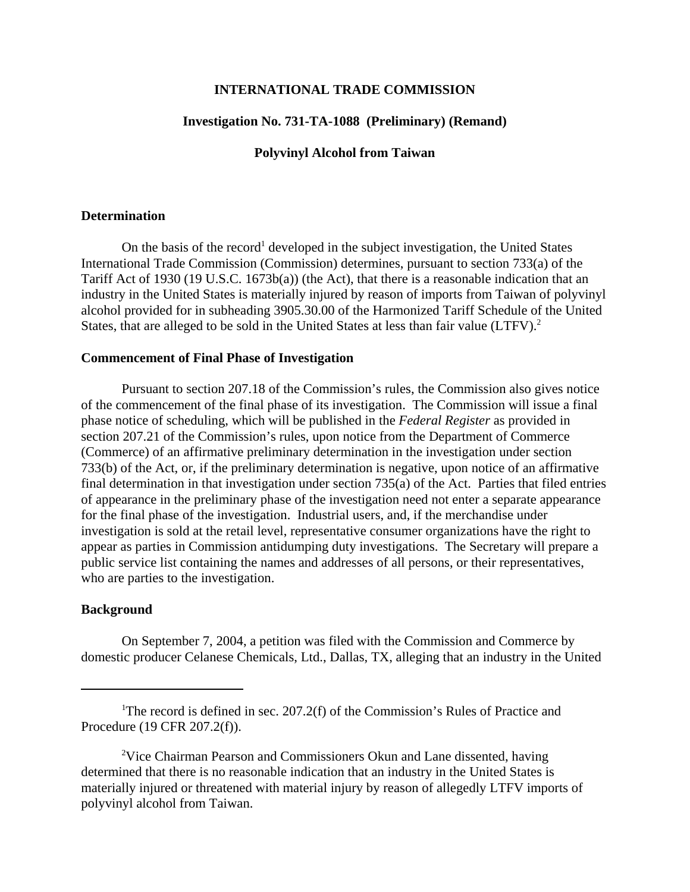**INTERNATIONAL TRADE COMMISSION**

**Investigation No. 731-TA-1088 (Preliminary) (Remand)**

**Polyvinyl Alcohol from Taiwan**

## Determination

On the basis of the record[1] developed in the subject investigation, the United States International Trade Commission (Commission) determines, pursuant to section 733(a) of the Tariff Act of 1930 (19 U.S.C. 1673b(a)) (the Act), that there is a reasonable indication that an industry in the United States is materially injured by reason of imports from Taiwan of polyvinyl alcohol provided for in subheading 3905.30.00 of the Harmonized Tariff Schedule of the United States, that are alleged to be sold in the United States at less than fair value (LTFV).[2]

## Commencement of Final Phase of Investigation

Pursuant to section 207.18 of the Commission's rules, the Commission also gives notice of the commencement of the final phase of its investigation. The Commission will issue a final phase notice of scheduling, which will be published in the *Federal Register* as provided in section 207.21 of the Commission's rules, upon notice from the Department of Commerce (Commerce) of an affirmative preliminary determination in the investigation under section 733(b) of the Act, or, if the preliminary determination is negative, upon notice of an affirmative final determination in that investigation under section 735(a) of the Act. Parties that filed entries of appearance in the preliminary phase of the investigation need not enter a separate appearance for the final phase of the investigation. Industrial users, and, if the merchandise under investigation is sold at the retail level, representative consumer organizations have the right to appear as parties in Commission antidumping duty investigations. The Secretary will prepare a public service list containing the names and addresses of all persons, or their representatives, who are parties to the investigation.

## Background

On September 7, 2004, a petition was filed with the Commission and Commerce by domestic producer Celanese Chemicals, Ltd., Dallas, TX, alleging that an industry in the United

---

[1] The record is defined in sec. 207.2(f) of the Commission's Rules of Practice and Procedure (19 CFR 207.2(f)).

[2] Vice Chairman Pearson and Commissioners Okun and Lane dissented, having determined that there is no reasonable indication that an industry in the United States is materially injured or threatened with material injury by reason of allegedly LTFV imports of polyvinyl alcohol from Taiwan.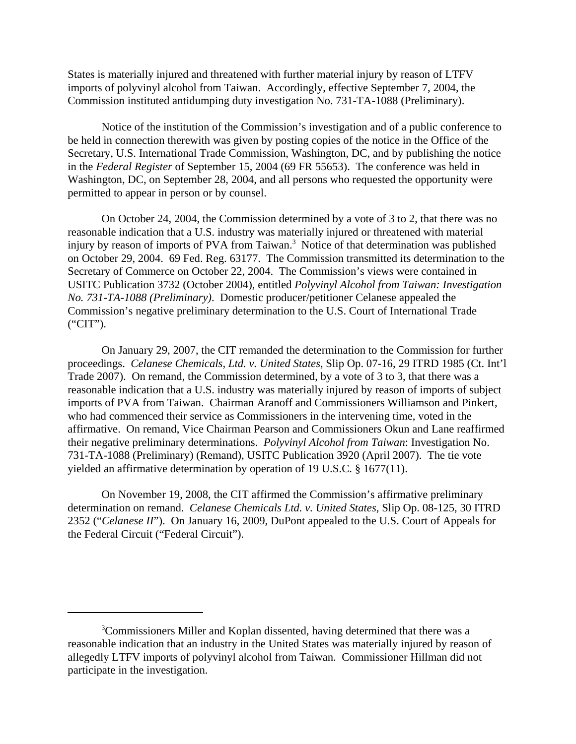States is materially injured and threatened with further material injury by reason of LTFV imports of polyvinyl alcohol from Taiwan. Accordingly, effective September 7, 2004, the Commission instituted antidumping duty investigation No. 731-TA-1088 (Preliminary).

Notice of the institution of the Commission's investigation and of a public conference to be held in connection therewith was given by posting copies of the notice in the Office of the Secretary, U.S. International Trade Commission, Washington, DC, and by publishing the notice in the *Federal Register* of September 15, 2004 (69 FR 55653). The conference was held in Washington, DC, on September 28, 2004, and all persons who requested the opportunity were permitted to appear in person or by counsel.

On October 24, 2004, the Commission determined by a vote of 3 to 2, that there was no reasonable indication that a U.S. industry was materially injured or threatened with material injury by reason of imports of PVA from Taiwan.[3] Notice of that determination was published on October 29, 2004. 69 Fed. Reg. 63177. The Commission transmitted its determination to the Secretary of Commerce on October 22, 2004. The Commission's views were contained in USITC Publication 3732 (October 2004), entitled *Polyvinyl Alcohol from Taiwan: Investigation No. 731-TA-1088 (Preliminary)*. Domestic producer/petitioner Celanese appealed the Commission's negative preliminary determination to the U.S. Court of International Trade ("CIT").

On January 29, 2007, the CIT remanded the determination to the Commission for further proceedings. *Celanese Chemicals, Ltd. v. United States*, Slip Op. 07-16, 29 ITRD 1985 (Ct. Int'l Trade 2007). On remand, the Commission determined, by a vote of 3 to 3, that there was a reasonable indication that a U.S. industry was materially injured by reason of imports of subject imports of PVA from Taiwan. Chairman Aranoff and Commissioners Williamson and Pinkert, who had commenced their service as Commissioners in the intervening time, voted in the affirmative. On remand, Vice Chairman Pearson and Commissioners Okun and Lane reaffirmed their negative preliminary determinations. *Polyvinyl Alcohol from Taiwan*: Investigation No. 731-TA-1088 (Preliminary) (Remand), USITC Publication 3920 (April 2007). The tie vote yielded an affirmative determination by operation of 19 U.S.C. § 1677(11).

On November 19, 2008, the CIT affirmed the Commission's affirmative preliminary determination on remand. *Celanese Chemicals Ltd. v. United States*, Slip Op. 08-125, 30 ITRD 2352 ("*Celanese II*"). On January 16, 2009, DuPont appealed to the U.S. Court of Appeals for the Federal Circuit ("Federal Circuit").

---

[3]Commissioners Miller and Koplan dissented, having determined that there was a reasonable indication that an industry in the United States was materially injured by reason of allegedly LTFV imports of polyvinyl alcohol from Taiwan. Commissioner Hillman did not participate in the investigation.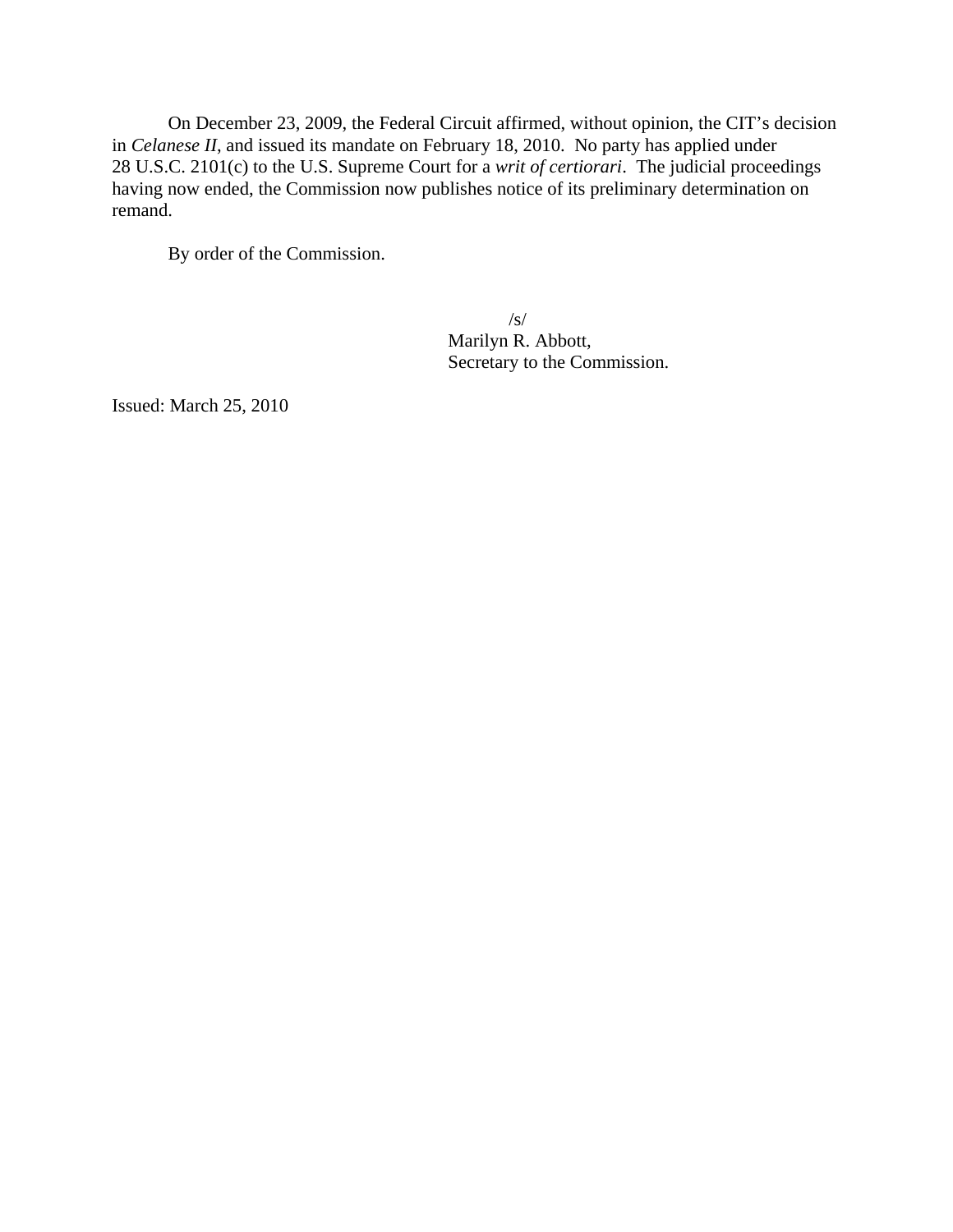On December 23, 2009, the Federal Circuit affirmed, without opinion, the CIT's decision in *Celanese II*, and issued its mandate on February 18, 2010. No party has applied under 28 U.S.C. 2101(c) to the U.S. Supreme Court for a *writ of certiorari*. The judicial proceedings having now ended, the Commission now publishes notice of its preliminary determination on remand.

By order of the Commission.

/s/
Marilyn R. Abbott,
Secretary to the Commission.

Issued: March 25, 2010